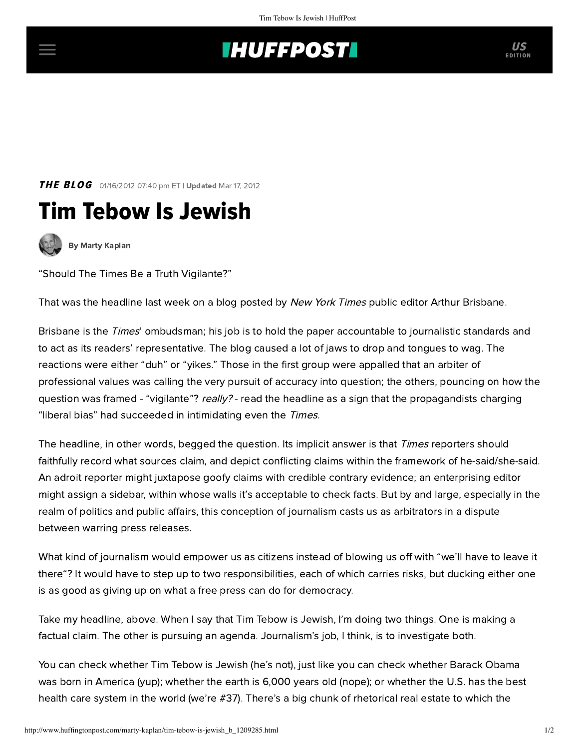**THE BLOG** 01/16/2012 07:40 pm ET | **Updated** Mar 17, 2012

# Tim Tebow Is Jewish

By Marty Kaplan

"Should The Times Be a Truth Vigilante?"

That was the headline last week on a blog posted by *New York Times* public editor Arthur Brisbane.

Brisbane is the *Times*' ombudsman; his job is to hold the paper accountable to journalistic standards and to act as its readers' representative. The blog caused a lot of jaws to drop and tongues to wag. The reactions were either "duh" or "yikes." Those in the first group were appalled that an arbiter of professional values was calling the very pursuit of accuracy into question; the others, pouncing on how the question was framed - "vigilante"? *really?* - read the headline as a sign that the propagandists charging "liberal bias" had succeeded in intimidating even the *Times*.

The headline, in other words, begged the question. Its implicit answer is that *Times* reporters should faithfully record what sources claim, and depict conflicting claims within the framework of he-said/she-said. An adroit reporter might juxtapose goofy claims with credible contrary evidence; an enterprising editor might assign a sidebar, within whose walls it's acceptable to check facts. But by and large, especially in the realm of politics and public affairs, this conception of journalism casts us as arbitrators in a dispute between warring press releases.

What kind of journalism would empower us as citizens instead of blowing us off with "we'll have to leave it there"? It would have to step up to two responsibilities, each of which carries risks, but ducking either one is as good as giving up on what a free press can do for democracy.

Take my headline, above. When I say that Tim Tebow is Jewish, I'm doing two things. One is making a factual claim. The other is pursuing an agenda. Journalism's job, I think, is to investigate both.

You can check whether Tim Tebow is Jewish (he's not), just like you can check whether Barack Obama was born in America (yup); whether the earth is 6,000 years old (nope); or whether the U.S. has the best health care system in the world (we're #37). There's a big chunk of rhetorical real estate to which the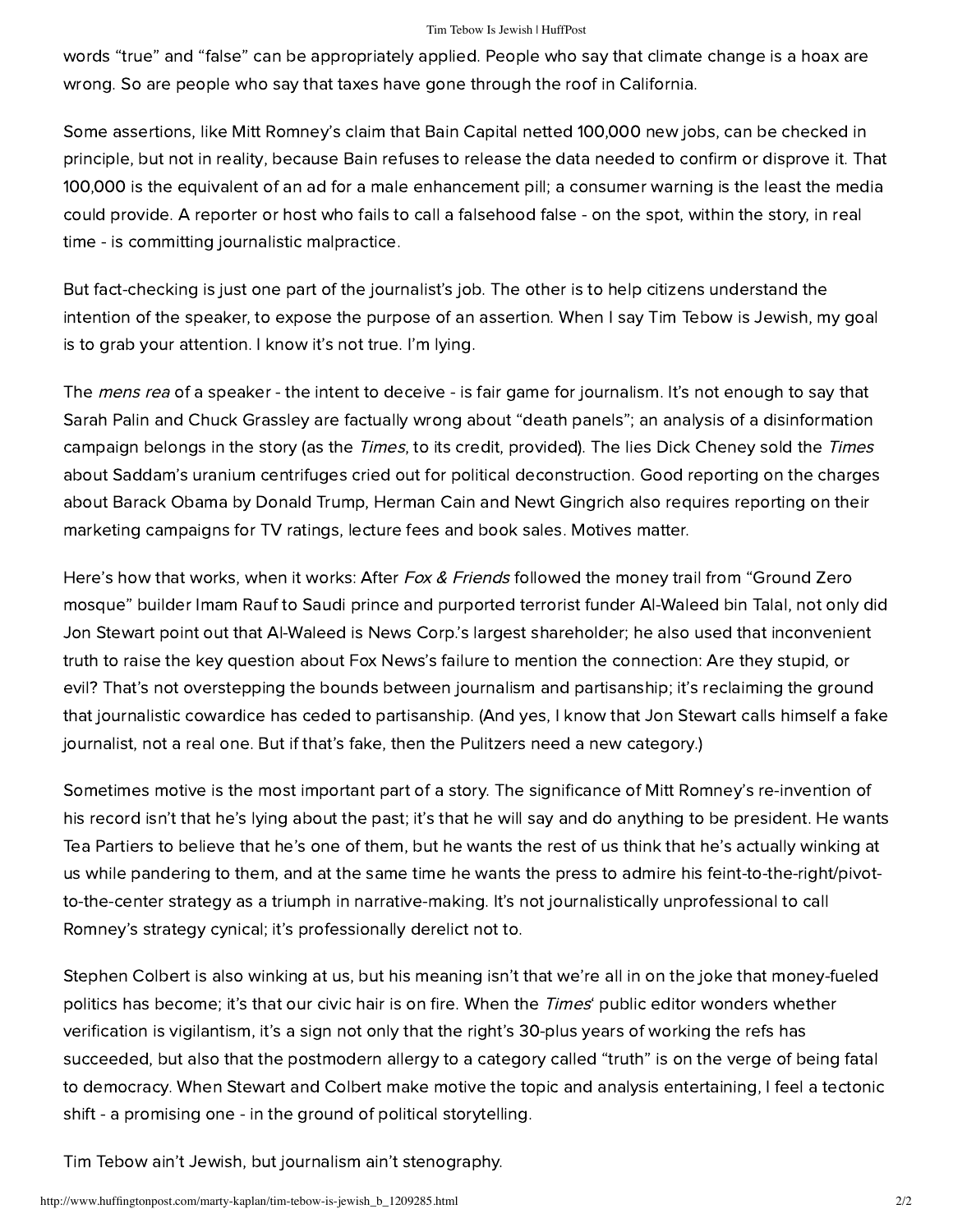words “true” and “false” can be appropriately applied. People who say that climate change is a hoax are wrong. So are people who say that taxes have gone through the roof in California.

Some assertions, like Mitt Romney’s claim that Bain Capital netted 100,000 new jobs, can be checked in principle, but not in reality, because Bain refuses to release the data needed to confirm or disprove it. That 100,000 is the equivalent of an ad for a male enhancement pill; a consumer warning is the least the media could provide. A reporter or host who fails to call a falsehood false - on the spot, within the story, in real time - is committing journalistic malpractice.

But fact-checking is just one part of the journalist’s job. The other is to help citizens understand the intention of the speaker, to expose the purpose of an assertion. When I say Tim Tebow is Jewish, my goal is to grab your attention. I know it’s not true. I’m lying.

The *mens rea* of a speaker - the intent to deceive - is fair game for journalism. It’s not enough to say that Sarah Palin and Chuck Grassley are factually wrong about “death panels”; an analysis of a disinformation campaign belongs in the story (as the *Times*, to its credit, provided). The lies Dick Cheney sold the *Times* about Saddam’s uranium centrifuges cried out for political deconstruction. Good reporting on the charges about Barack Obama by Donald Trump, Herman Cain and Newt Gingrich also requires reporting on their marketing campaigns for TV ratings, lecture fees and book sales. Motives matter.

Here’s how that works, when it works: After *Fox & Friends* followed the money trail from “Ground Zero mosque” builder Imam Rauf to Saudi prince and purported terrorist funder Al-Waleed bin Talal, not only did Jon Stewart point out that Al-Waleed is News Corp.’s largest shareholder; he also used that inconvenient truth to raise the key question about Fox News’s failure to mention the connection: Are they stupid, or evil? That’s not overstepping the bounds between journalism and partisanship; it’s reclaiming the ground that journalistic cowardice has ceded to partisanship. (And yes, I know that Jon Stewart calls himself a fake journalist, not a real one. But if that’s fake, then the Pulitzers need a new category.)

Sometimes motive is the most important part of a story. The significance of Mitt Romney’s re-invention of his record isn’t that he’s lying about the past; it’s that he will say and do anything to be president. He wants Tea Partiers to believe that he’s one of them, but he wants the rest of us think that he’s actually winking at us while pandering to them, and at the same time he wants the press to admire his feint-to-the-right/pivot-to-the-center strategy as a triumph in narrative-making. It’s not journalistically unprofessional to call Romney’s strategy cynical; it’s professionally derelict not to.

Stephen Colbert is also winking at us, but his meaning isn’t that we’re all in on the joke that money-fueled politics has become; it’s that our civic hair is on fire. When the *Times*‘ public editor wonders whether verification is vigilantism, it’s a sign not only that the right’s 30-plus years of working the refs has succeeded, but also that the postmodern allergy to a category called “truth” is on the verge of being fatal to democracy. When Stewart and Colbert make motive the topic and analysis entertaining, I feel a tectonic shift - a promising one - in the ground of political storytelling.

Tim Tebow ain’t Jewish, but journalism ain’t stenography.